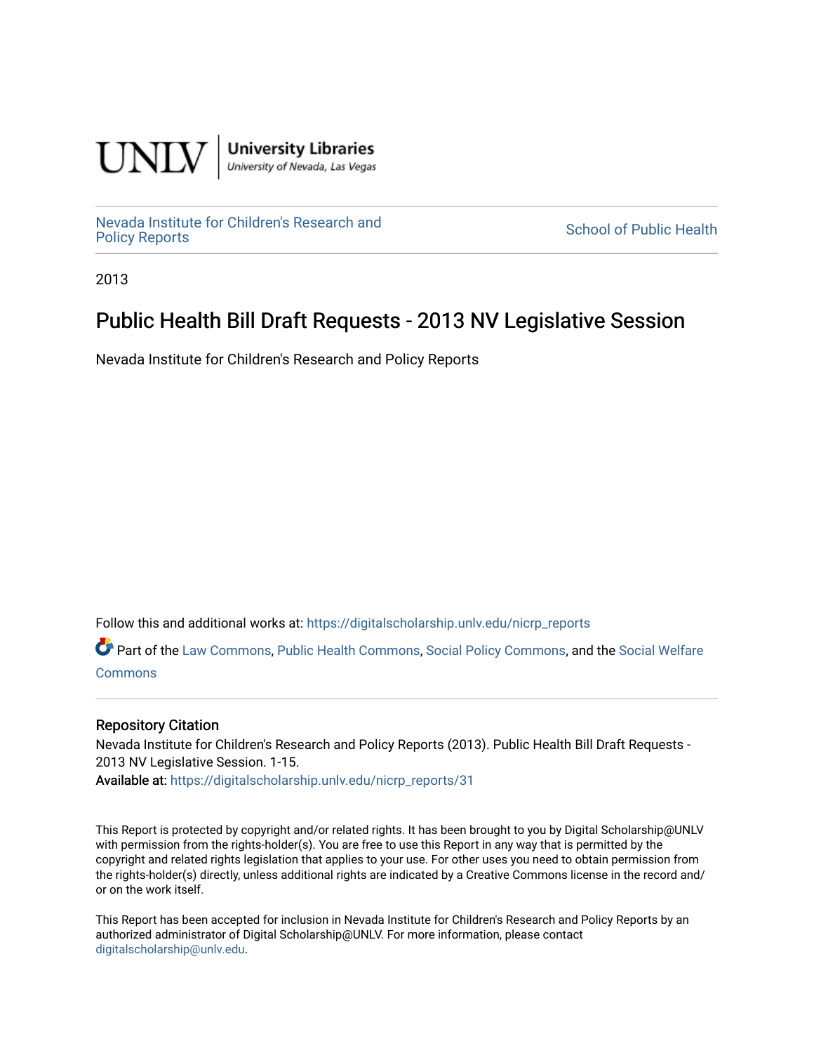UNLV | University Libraries
University of Nevada, Las Vegas

Nevada Institute for Children's Research and Policy Reports

School of Public Health

2013

# Public Health Bill Draft Requests - 2013 NV Legislative Session

Nevada Institute for Children's Research and Policy Reports

Follow this and additional works at: https://digitalscholarship.unlv.edu/nicrp_reports

Part of the Law Commons, Public Health Commons, Social Policy Commons, and the Social Welfare Commons

### Repository Citation

Nevada Institute for Children's Research and Policy Reports (2013). Public Health Bill Draft Requests - 2013 NV Legislative Session. 1-15.

Available at: https://digitalscholarship.unlv.edu/nicrp_reports/31

This Report is protected by copyright and/or related rights. It has been brought to you by Digital Scholarship@UNLV with permission from the rights-holder(s). You are free to use this Report in any way that is permitted by the copyright and related rights legislation that applies to your use. For other uses you need to obtain permission from the rights-holder(s) directly, unless additional rights are indicated by a Creative Commons license in the record and/ or on the work itself.

This Report has been accepted for inclusion in Nevada Institute for Children's Research and Policy Reports by an authorized administrator of Digital Scholarship@UNLV. For more information, please contact digitalscholarship@unlv.edu.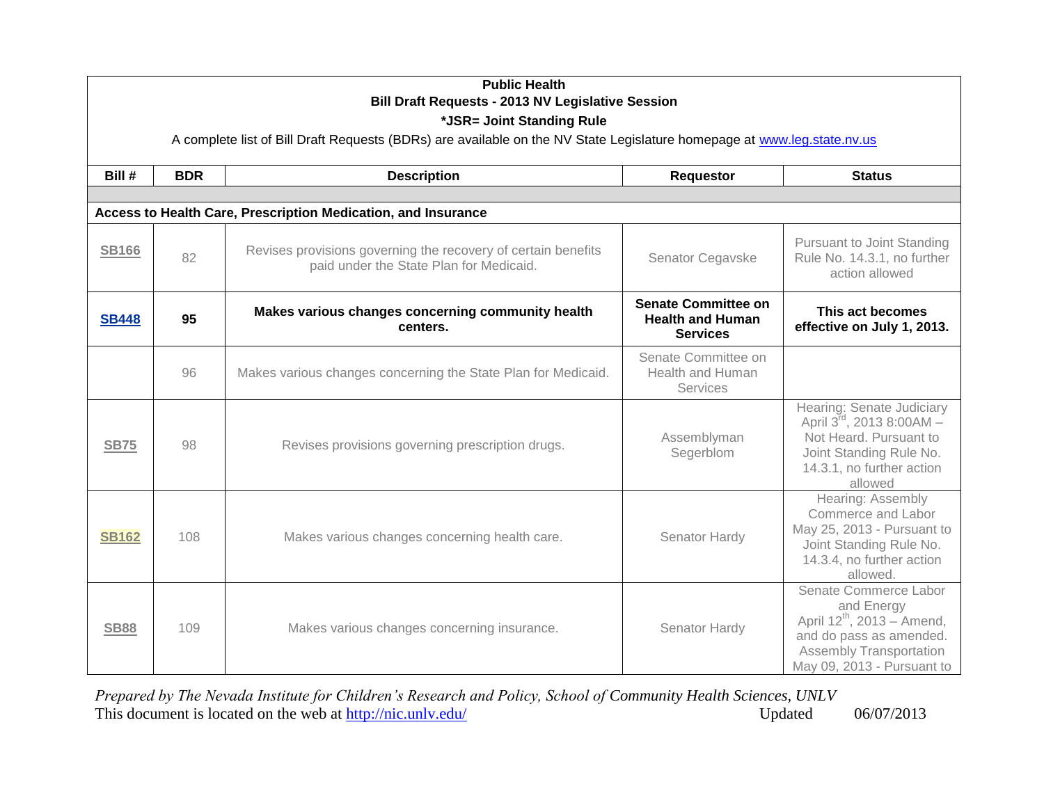**Public Health**
**Bill Draft Requests - 2013 NV Legislative Session**
***JSR= Joint Standing Rule**

A complete list of Bill Draft Requests (BDRs) are available on the NV State Legislature homepage at www.leg.state.nv.us

| Bill # | BDR | Description | Requestor | Status |
|---|---|---|---|---|
| | | | | |
| **Access to Health Care, Prescription Medication, and Insurance** | | | | |
| SB166 | 82 | Revises provisions governing the recovery of certain benefits paid under the State Plan for Medicaid. | Senator Cegavske | Pursuant to Joint Standing Rule No. 14.3.1, no further action allowed |
| **SB448** | **95** | **Makes various changes concerning community health centers.** | **Senate Committee on Health and Human Services** | **This act becomes effective on July 1, 2013.** |
| | 96 | Makes various changes concerning the State Plan for Medicaid. | Senate Committee on Health and Human Services | |
| SB75 | 98 | Revises provisions governing prescription drugs. | Assemblyman Segerblom | Hearing: Senate Judiciary April 3rd, 2013 8:00AM – Not Heard. Pursuant to Joint Standing Rule No. 14.3.1, no further action allowed |
| SB162 | 108 | Makes various changes concerning health care. | Senator Hardy | Hearing: Assembly Commerce and Labor May 25, 2013 - Pursuant to Joint Standing Rule No. 14.3.4, no further action allowed. |
| SB88 | 109 | Makes various changes concerning insurance. | Senator Hardy | Senate Commerce Labor and Energy April 12th, 2013 – Amend, and do pass as amended. Assembly Transportation May 09, 2013 - Pursuant to |

*Prepared by The Nevada Institute for Children's Research and Policy, School of Community Health Sciences, UNLV*
This document is located on the web at http://nic.unlv.edu/ Updated 06/07/2013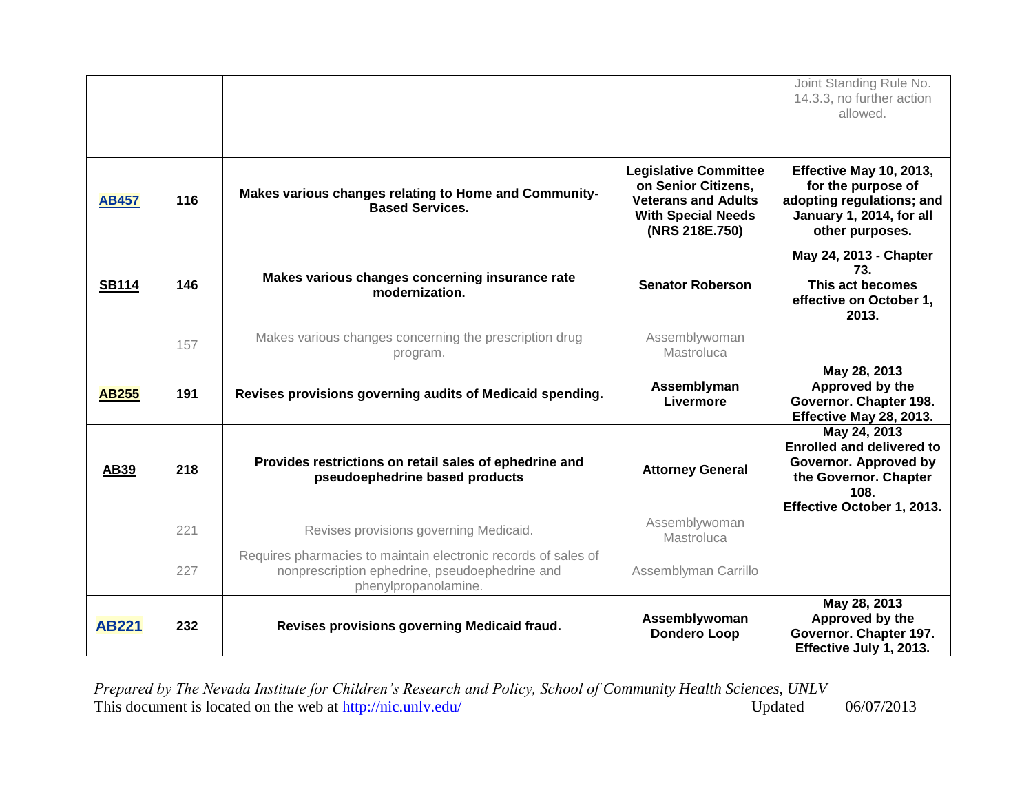| | | | | |
|---|---|---|---|---|
| | | | | Joint Standing Rule No. 14.3.3, no further action allowed. |
| **AB457** | **116** | **Makes various changes relating to Home and Community-Based Services.** | **Legislative Committee on Senior Citizens, Veterans and Adults With Special Needs (NRS 218E.750)** | **Effective May 10, 2013, for the purpose of adopting regulations; and January 1, 2014, for all other purposes.** |
| **SB114** | **146** | **Makes various changes concerning insurance rate modernization.** | **Senator Roberson** | **May 24, 2013 - Chapter 73. This act becomes effective on October 1, 2013.** |
| | 157 | Makes various changes concerning the prescription drug program. | Assemblywoman Mastroluca | |
| **AB255** | **191** | **Revises provisions governing audits of Medicaid spending.** | **Assemblyman Livermore** | **May 28, 2013 Approved by the Governor. Chapter 198. Effective May 28, 2013.** |
| **AB39** | **218** | **Provides restrictions on retail sales of ephedrine and pseudoephedrine based products** | **Attorney General** | **May 24, 2013 Enrolled and delivered to Governor. Approved by the Governor. Chapter 108. Effective October 1, 2013.** |
| | 221 | Revises provisions governing Medicaid. | Assemblywoman Mastroluca | |
| | 227 | Requires pharmacies to maintain electronic records of sales of nonprescription ephedrine, pseudoephedrine and phenylpropanolamine. | Assemblyman Carrillo | |
| **AB221** | **232** | **Revises provisions governing Medicaid fraud.** | **Assemblywoman Dondero Loop** | **May 28, 2013 Approved by the Governor. Chapter 197. Effective July 1, 2013.** |

*Prepared by The Nevada Institute for Children's Research and Policy, School of Community Health Sciences, UNLV*
This document is located on the web at http://nic.unlv.edu/ Updated 06/07/2013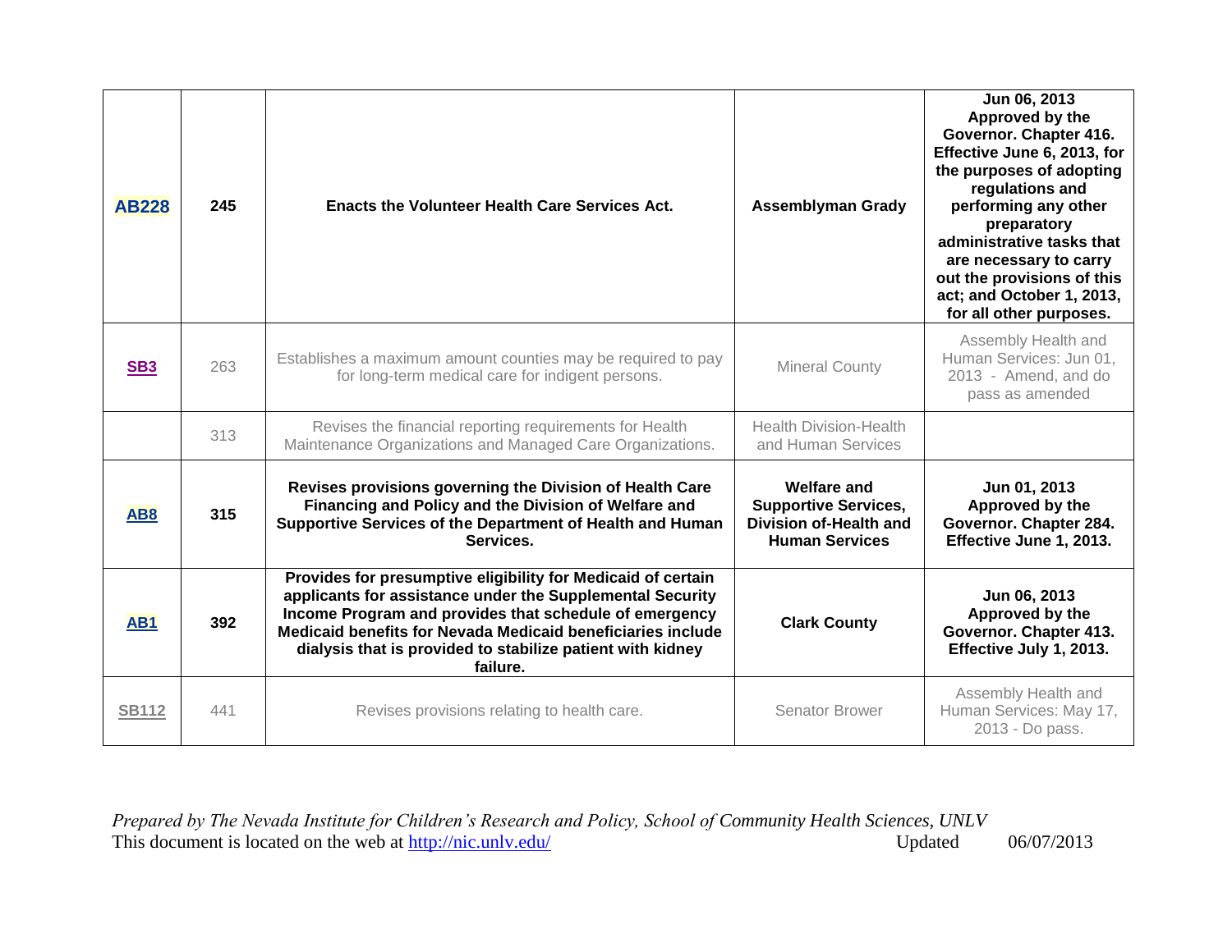| | | | | |
|---|---|---|---|---|
| **AB228** | **245** | **Enacts the Volunteer Health Care Services Act.** | **Assemblyman Grady** | **Jun 06, 2013 Approved by the Governor. Chapter 416. Effective June 6, 2013, for the purposes of adopting regulations and performing any other preparatory administrative tasks that are necessary to carry out the provisions of this act; and October 1, 2013, for all other purposes.** |
| SB3 | 263 | Establishes a maximum amount counties may be required to pay for long-term medical care for indigent persons. | Mineral County | Assembly Health and Human Services: Jun 01, 2013 - Amend, and do pass as amended |
| | 313 | Revises the financial reporting requirements for Health Maintenance Organizations and Managed Care Organizations. | Health Division-Health and Human Services | |
| **AB8** | **315** | **Revises provisions governing the Division of Health Care Financing and Policy and the Division of Welfare and Supportive Services of the Department of Health and Human Services.** | **Welfare and Supportive Services, Division of-Health and Human Services** | **Jun 01, 2013 Approved by the Governor. Chapter 284. Effective June 1, 2013.** |
| **AB1** | **392** | **Provides for presumptive eligibility for Medicaid of certain applicants for assistance under the Supplemental Security Income Program and provides that schedule of emergency Medicaid benefits for Nevada Medicaid beneficiaries include dialysis that is provided to stabilize patient with kidney failure.** | **Clark County** | **Jun 06, 2013 Approved by the Governor. Chapter 413. Effective July 1, 2013.** |
| SB112 | 441 | Revises provisions relating to health care. | Senator Brower | Assembly Health and Human Services: May 17, 2013 - Do pass. |

*Prepared by The Nevada Institute for Children's Research and Policy, School of Community Health Sciences, UNLV*
This document is located on the web at http://nic.unlv.edu/ Updated 06/07/2013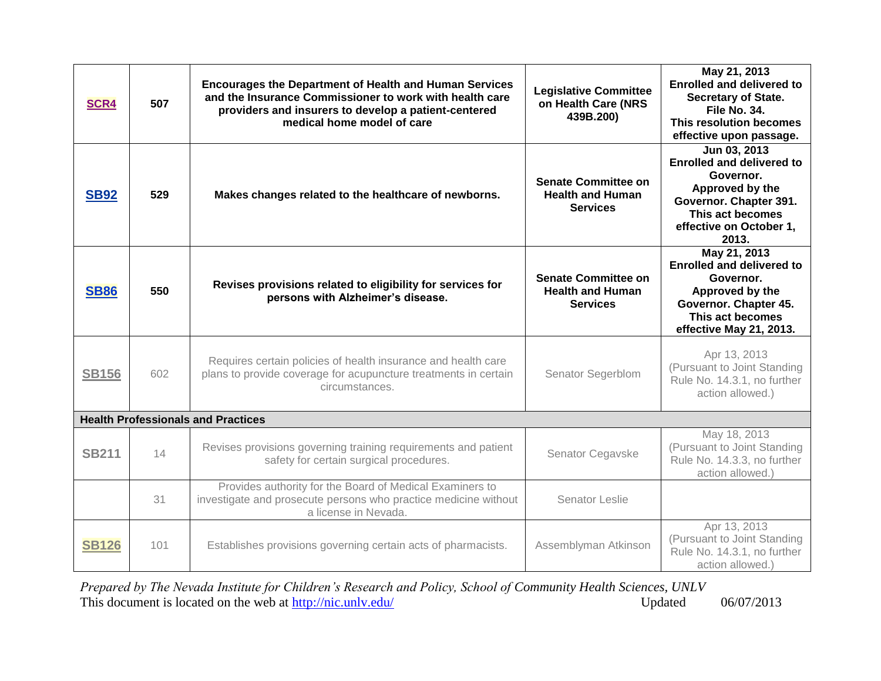| | | | | |
|---|---|---|---|---|
| **SCR4** | **507** | **Encourages the Department of Health and Human Services and the Insurance Commissioner to work with health care providers and insurers to develop a patient-centered medical home model of care** | **Legislative Committee on Health Care (NRS 439B.200)** | **May 21, 2013 Enrolled and delivered to Secretary of State. File No. 34. This resolution becomes effective upon passage.** |
| **SB92** | **529** | **Makes changes related to the healthcare of newborns.** | **Senate Committee on Health and Human Services** | **Jun 03, 2013 Enrolled and delivered to Governor. Approved by the Governor. Chapter 391. This act becomes effective on October 1, 2013.** |
| **SB86** | **550** | **Revises provisions related to eligibility for services for persons with Alzheimer's disease.** | **Senate Committee on Health and Human Services** | **May 21, 2013 Enrolled and delivered to Governor. Approved by the Governor. Chapter 45. This act becomes effective May 21, 2013.** |
| **SB156** | 602 | Requires certain policies of health insurance and health care plans to provide coverage for acupuncture treatments in certain circumstances. | Senator Segerblom | Apr 13, 2013 (Pursuant to Joint Standing Rule No. 14.3.1, no further action allowed.) |
| **Health Professionals and Practices** | | | | |
| **SB211** | 14 | Revises provisions governing training requirements and patient safety for certain surgical procedures. | Senator Cegavske | May 18, 2013 (Pursuant to Joint Standing Rule No. 14.3.3, no further action allowed.) |
| | 31 | Provides authority for the Board of Medical Examiners to investigate and prosecute persons who practice medicine without a license in Nevada. | Senator Leslie | |
| **SB126** | 101 | Establishes provisions governing certain acts of pharmacists. | Assemblyman Atkinson | Apr 13, 2013 (Pursuant to Joint Standing Rule No. 14.3.1, no further action allowed.) |

*Prepared by The Nevada Institute for Children's Research and Policy, School of Community Health Sciences, UNLV*
This document is located on the web at http://nic.unlv.edu/ Updated 06/07/2013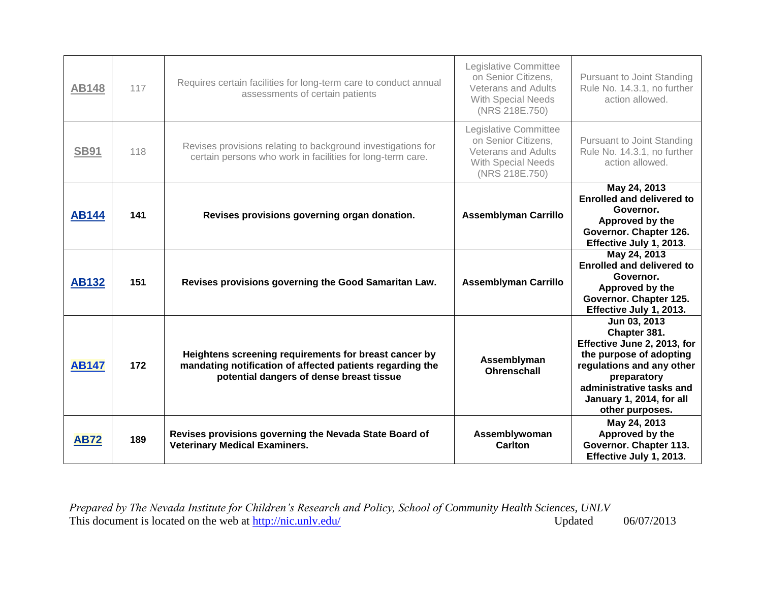| | | | | |
|---|---|---|---|---|
| AB148 | 117 | Requires certain facilities for long-term care to conduct annual assessments of certain patients | Legislative Committee on Senior Citizens, Veterans and Adults With Special Needs (NRS 218E.750) | Pursuant to Joint Standing Rule No. 14.3.1, no further action allowed. |
| SB91 | 118 | Revises provisions relating to background investigations for certain persons who work in facilities for long-term care. | Legislative Committee on Senior Citizens, Veterans and Adults With Special Needs (NRS 218E.750) | Pursuant to Joint Standing Rule No. 14.3.1, no further action allowed. |
| **AB144** | **141** | **Revises provisions governing organ donation.** | **Assemblyman Carrillo** | **May 24, 2013 Enrolled and delivered to Governor. Approved by the Governor. Chapter 126. Effective July 1, 2013.** |
| **AB132** | **151** | **Revises provisions governing the Good Samaritan Law.** | **Assemblyman Carrillo** | **May 24, 2013 Enrolled and delivered to Governor. Approved by the Governor. Chapter 125. Effective July 1, 2013.** |
| **AB147** | **172** | **Heightens screening requirements for breast cancer by mandating notification of affected patients regarding the potential dangers of dense breast tissue** | **Assemblyman Ohrenschall** | **Jun 03, 2013 Chapter 381. Effective June 2, 2013, for the purpose of adopting regulations and any other preparatory administrative tasks and January 1, 2014, for all other purposes.** |
| **AB72** | **189** | **Revises provisions governing the Nevada State Board of Veterinary Medical Examiners.** | **Assemblywoman Carlton** | **May 24, 2013 Approved by the Governor. Chapter 113. Effective July 1, 2013.** |

*Prepared by The Nevada Institute for Children's Research and Policy, School of Community Health Sciences, UNLV*
This document is located on the web at http://nic.unlv.edu/ Updated 06/07/2013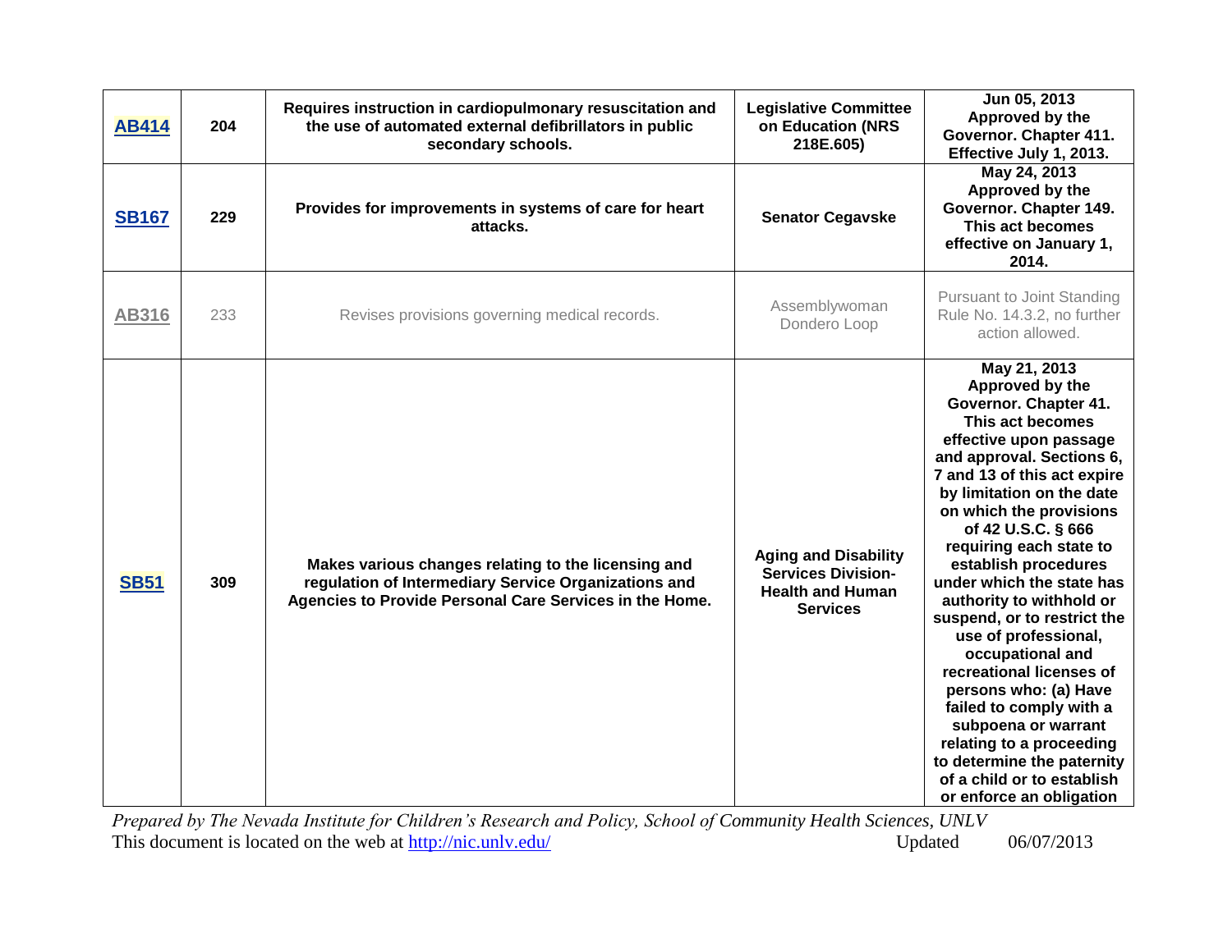| | | | | |
|---|---|---|---|---|
| **AB414** | **204** | **Requires instruction in cardiopulmonary resuscitation and the use of automated external defibrillators in public secondary schools.** | **Legislative Committee on Education (NRS 218E.605)** | **Jun 05, 2013 Approved by the Governor. Chapter 411. Effective July 1, 2013.** |
| **SB167** | **229** | **Provides for improvements in systems of care for heart attacks.** | **Senator Cegavske** | **May 24, 2013 Approved by the Governor. Chapter 149. This act becomes effective on January 1, 2014.** |
| AB316 | 233 | Revises provisions governing medical records. | Assemblywoman Dondero Loop | Pursuant to Joint Standing Rule No. 14.3.2, no further action allowed. |
| **SB51** | **309** | **Makes various changes relating to the licensing and regulation of Intermediary Service Organizations and Agencies to Provide Personal Care Services in the Home.** | **Aging and Disability Services Division-Health and Human Services** | **May 21, 2013 Approved by the Governor. Chapter 41. This act becomes effective upon passage and approval. Sections 6, 7 and 13 of this act expire by limitation on the date on which the provisions of 42 U.S.C. § 666 requiring each state to establish procedures under which the state has authority to withhold or suspend, or to restrict the use of professional, occupational and recreational licenses of persons who: (a) Have failed to comply with a subpoena or warrant relating to a proceeding to determine the paternity of a child or to establish or enforce an obligation** |

*Prepared by The Nevada Institute for Children's Research and Policy, School of Community Health Sciences, UNLV*
This document is located on the web at http://nic.unlv.edu/ Updated 06/07/2013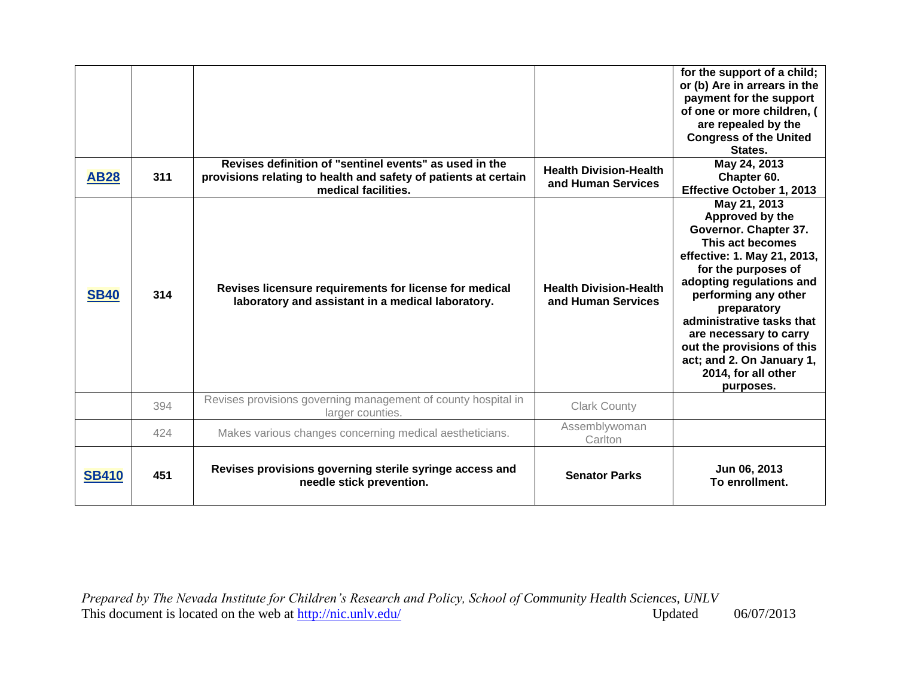| | | | | |
|---|---|---|---|---|
| | | | | **for the support of a child; or (b) Are in arrears in the payment for the support of one or more children, ( are repealed by the Congress of the United States.** |
| **AB28** | **311** | **Revises definition of "sentinel events" as used in the provisions relating to health and safety of patients at certain medical facilities.** | **Health Division-Health and Human Services** | **May 24, 2013 Chapter 60. Effective October 1, 2013** |
| **SB40** | **314** | **Revises licensure requirements for license for medical laboratory and assistant in a medical laboratory.** | **Health Division-Health and Human Services** | **May 21, 2013 Approved by the Governor. Chapter 37. This act becomes effective: 1. May 21, 2013, for the purposes of adopting regulations and performing any other preparatory administrative tasks that are necessary to carry out the provisions of this act; and 2. On January 1, 2014, for all other purposes.** |
| | 394 | Revises provisions governing management of county hospital in larger counties. | Clark County | |
| | 424 | Makes various changes concerning medical aestheticians. | Assemblywoman Carlton | |
| **SB410** | **451** | **Revises provisions governing sterile syringe access and needle stick prevention.** | **Senator Parks** | **Jun 06, 2013 To enrollment.** |

*Prepared by The Nevada Institute for Children's Research and Policy, School of Community Health Sciences, UNLV*
This document is located on the web at http://nic.unlv.edu/ Updated 06/07/2013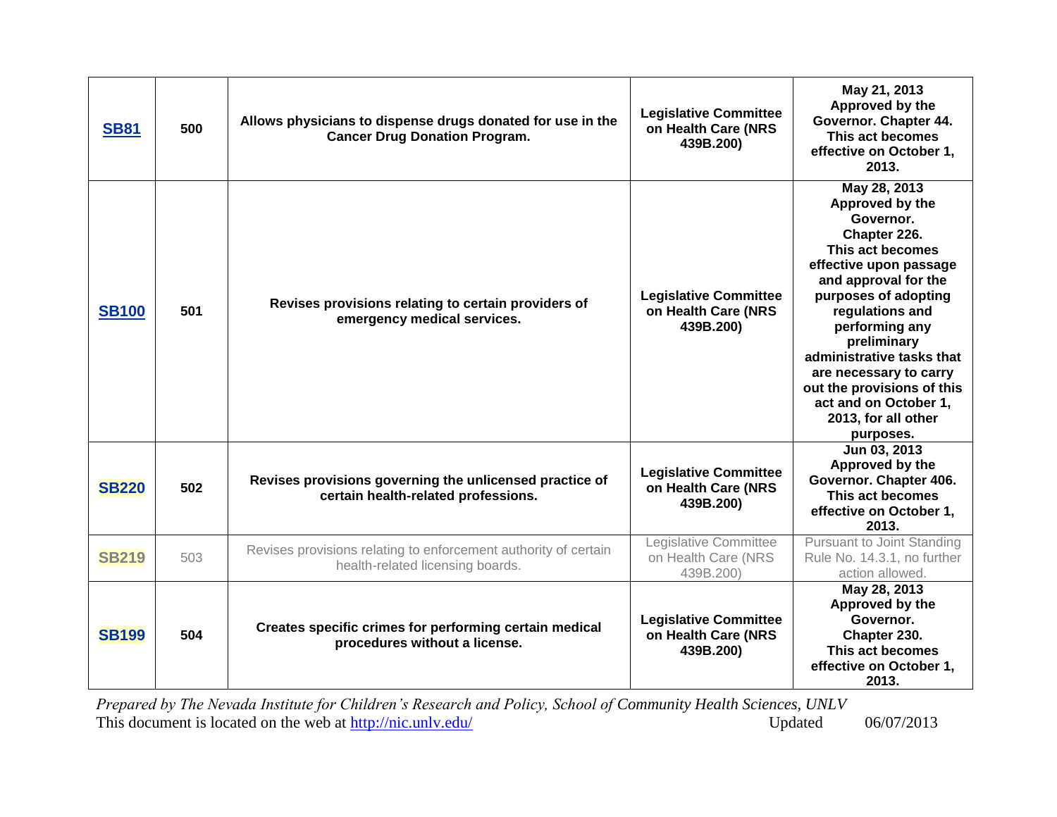| | | | | |
|---|---|---|---|---|
| **SB81** | **500** | **Allows physicians to dispense drugs donated for use in the Cancer Drug Donation Program.** | **Legislative Committee on Health Care (NRS 439B.200)** | **May 21, 2013 Approved by the Governor. Chapter 44. This act becomes effective on October 1, 2013.** |
| **SB100** | **501** | **Revises provisions relating to certain providers of emergency medical services.** | **Legislative Committee on Health Care (NRS 439B.200)** | **May 28, 2013 Approved by the Governor. Chapter 226. This act becomes effective upon passage and approval for the purposes of adopting regulations and performing any preliminary administrative tasks that are necessary to carry out the provisions of this act and on October 1, 2013, for all other purposes.** |
| **SB220** | **502** | **Revises provisions governing the unlicensed practice of certain health-related professions.** | **Legislative Committee on Health Care (NRS 439B.200)** | **Jun 03, 2013 Approved by the Governor. Chapter 406. This act becomes effective on October 1, 2013.** |
| **SB219** | 503 | Revises provisions relating to enforcement authority of certain health-related licensing boards. | Legislative Committee on Health Care (NRS 439B.200) | Pursuant to Joint Standing Rule No. 14.3.1, no further action allowed. |
| **SB199** | **504** | **Creates specific crimes for performing certain medical procedures without a license.** | **Legislative Committee on Health Care (NRS 439B.200)** | **May 28, 2013 Approved by the Governor. Chapter 230. This act becomes effective on October 1, 2013.** |

*Prepared by The Nevada Institute for Children's Research and Policy, School of Community Health Sciences, UNLV*
This document is located on the web at http://nic.unlv.edu/ Updated 06/07/2013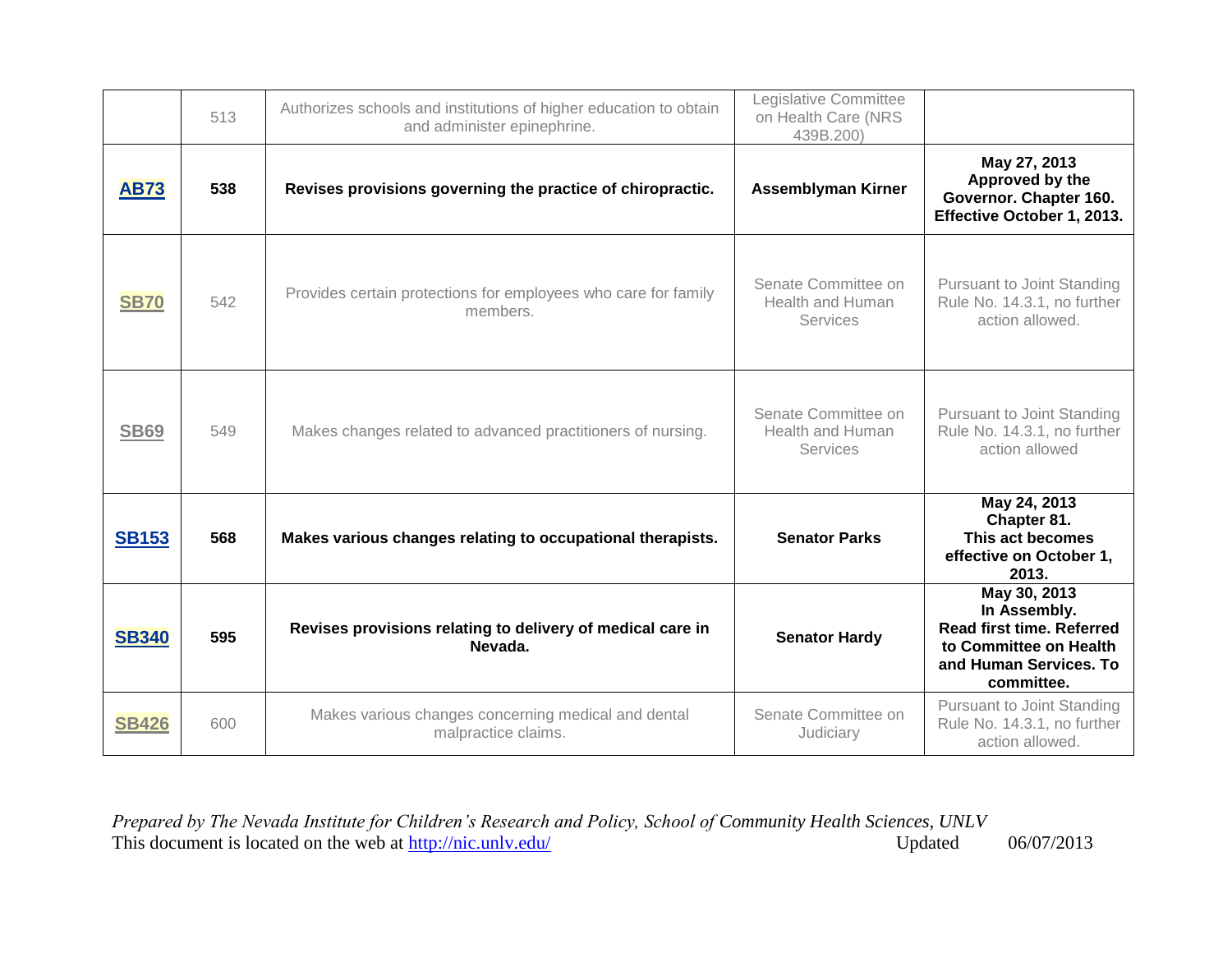| | | | | |
|---|---|---|---|---|
| | 513 | Authorizes schools and institutions of higher education to obtain and administer epinephrine. | Legislative Committee on Health Care (NRS 439B.200) | |
| **AB73** | **538** | **Revises provisions governing the practice of chiropractic.** | **Assemblyman Kirner** | **May 27, 2013 Approved by the Governor. Chapter 160. Effective October 1, 2013.** |
| SB70 | 542 | Provides certain protections for employees who care for family members. | Senate Committee on Health and Human Services | Pursuant to Joint Standing Rule No. 14.3.1, no further action allowed. |
| SB69 | 549 | Makes changes related to advanced practitioners of nursing. | Senate Committee on Health and Human Services | Pursuant to Joint Standing Rule No. 14.3.1, no further action allowed |
| **SB153** | **568** | **Makes various changes relating to occupational therapists.** | **Senator Parks** | **May 24, 2013 Chapter 81. This act becomes effective on October 1, 2013.** |
| **SB340** | **595** | **Revises provisions relating to delivery of medical care in Nevada.** | **Senator Hardy** | **May 30, 2013 In Assembly. Read first time. Referred to Committee on Health and Human Services. To committee.** |
| SB426 | 600 | Makes various changes concerning medical and dental malpractice claims. | Senate Committee on Judiciary | Pursuant to Joint Standing Rule No. 14.3.1, no further action allowed. |

*Prepared by The Nevada Institute for Children's Research and Policy, School of Community Health Sciences, UNLV*
This document is located on the web at http://nic.unlv.edu/ Updated 06/07/2013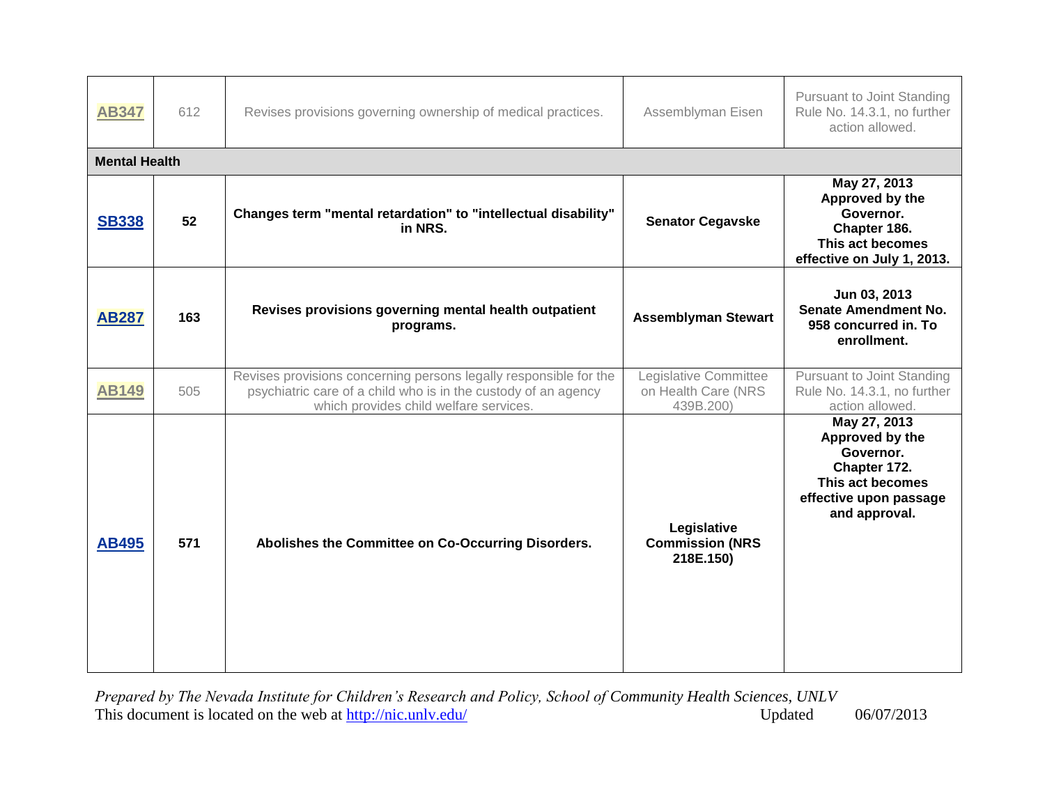| | | | | |
|---|---|---|---|---|
| AB347 | 612 | Revises provisions governing ownership of medical practices. | Assemblyman Eisen | Pursuant to Joint Standing Rule No. 14.3.1, no further action allowed. |
| **Mental Health** | | | | |
| **SB338** | **52** | **Changes term "mental retardation" to "intellectual disability" in NRS.** | **Senator Cegavske** | **May 27, 2013 Approved by the Governor. Chapter 186. This act becomes effective on July 1, 2013.** |
| **AB287** | **163** | **Revises provisions governing mental health outpatient programs.** | **Assemblyman Stewart** | **Jun 03, 2013 Senate Amendment No. 958 concurred in. To enrollment.** |
| AB149 | 505 | Revises provisions concerning persons legally responsible for the psychiatric care of a child who is in the custody of an agency which provides child welfare services. | Legislative Committee on Health Care (NRS 439B.200) | Pursuant to Joint Standing Rule No. 14.3.1, no further action allowed. |
| **AB495** | **571** | **Abolishes the Committee on Co-Occurring Disorders.** | **Legislative Commission (NRS 218E.150)** | **May 27, 2013 Approved by the Governor. Chapter 172. This act becomes effective upon passage and approval.** |

*Prepared by The Nevada Institute for Children's Research and Policy, School of Community Health Sciences, UNLV*
This document is located on the web at http://nic.unlv.edu/ Updated 06/07/2013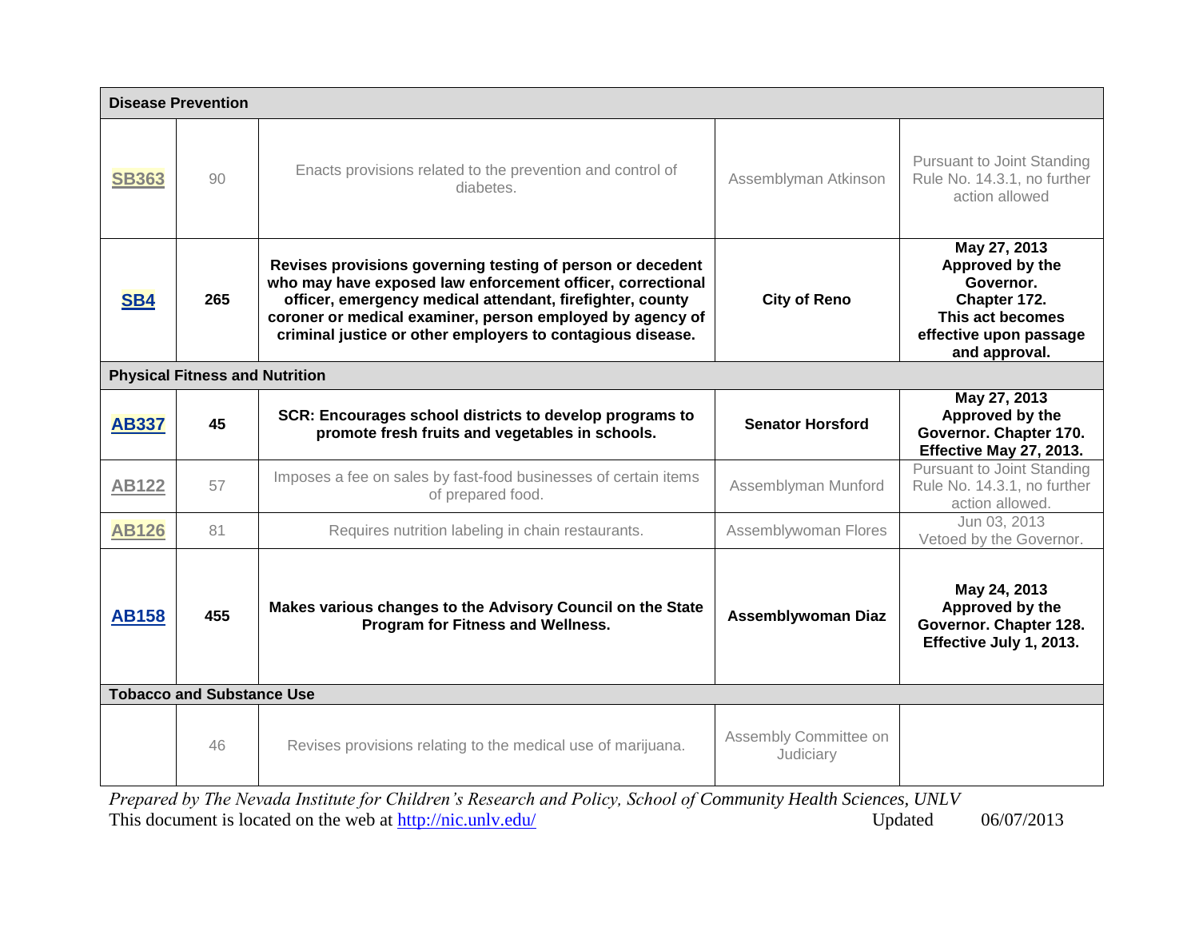| | | | | |
|---|---|---|---|---|
| **Disease Prevention** | | | | |
| SB363 | 90 | Enacts provisions related to the prevention and control of diabetes. | Assemblyman Atkinson | Pursuant to Joint Standing Rule No. 14.3.1, no further action allowed |
| **SB4** | **265** | **Revises provisions governing testing of person or decedent who may have exposed law enforcement officer, correctional officer, emergency medical attendant, firefighter, county coroner or medical examiner, person employed by agency of criminal justice or other employers to contagious disease.** | **City of Reno** | **May 27, 2013 Approved by the Governor. Chapter 172. This act becomes effective upon passage and approval.** |
| **Physical Fitness and Nutrition** | | | | |
| **AB337** | **45** | **SCR: Encourages school districts to develop programs to promote fresh fruits and vegetables in schools.** | **Senator Horsford** | **May 27, 2013 Approved by the Governor. Chapter 170. Effective May 27, 2013.** |
| AB122 | 57 | Imposes a fee on sales by fast-food businesses of certain items of prepared food. | Assemblyman Munford | Pursuant to Joint Standing Rule No. 14.3.1, no further action allowed. |
| AB126 | 81 | Requires nutrition labeling in chain restaurants. | Assemblywoman Flores | Jun 03, 2013 Vetoed by the Governor. |
| **AB158** | **455** | **Makes various changes to the Advisory Council on the State Program for Fitness and Wellness.** | **Assemblywoman Diaz** | **May 24, 2013 Approved by the Governor. Chapter 128. Effective July 1, 2013.** |
| **Tobacco and Substance Use** | | | | |
| | 46 | Revises provisions relating to the medical use of marijuana. | Assembly Committee on Judiciary | |

*Prepared by The Nevada Institute for Children's Research and Policy, School of Community Health Sciences, UNLV*

This document is located on the web at http://nic.unlv.edu/ Updated 06/07/2013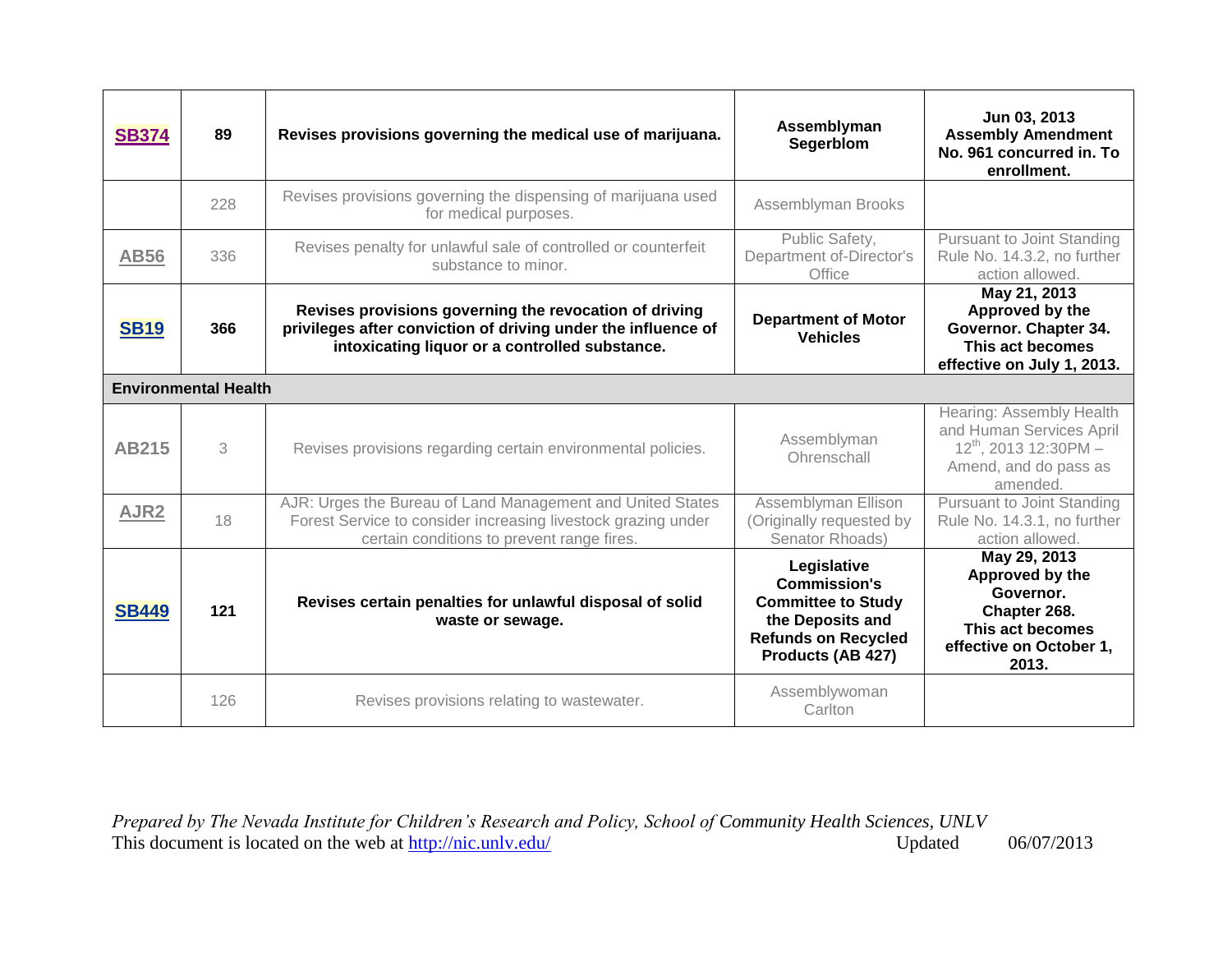| | | | | |
|---|---|---|---|---|
| **SB374** | **89** | **Revises provisions governing the medical use of marijuana.** | **Assemblyman Segerblom** | **Jun 03, 2013 Assembly Amendment No. 961 concurred in. To enrollment.** |
| | 228 | Revises provisions governing the dispensing of marijuana used for medical purposes. | Assemblyman Brooks | |
| AB56 | 336 | Revises penalty for unlawful sale of controlled or counterfeit substance to minor. | Public Safety, Department of-Director's Office | Pursuant to Joint Standing Rule No. 14.3.2, no further action allowed. |
| **SB19** | **366** | **Revises provisions governing the revocation of driving privileges after conviction of driving under the influence of intoxicating liquor or a controlled substance.** | **Department of Motor Vehicles** | **May 21, 2013 Approved by the Governor. Chapter 34. This act becomes effective on July 1, 2013.** |
| **Environmental Health** | | | | |
| AB215 | 3 | Revises provisions regarding certain environmental policies. | Assemblyman Ohrenschall | Hearing: Assembly Health and Human Services April 12th, 2013 12:30PM – Amend, and do pass as amended. |
| AJR2 | 18 | AJR: Urges the Bureau of Land Management and United States Forest Service to consider increasing livestock grazing under certain conditions to prevent range fires. | Assemblyman Ellison (Originally requested by Senator Rhoads) | Pursuant to Joint Standing Rule No. 14.3.1, no further action allowed. |
| **SB449** | **121** | **Revises certain penalties for unlawful disposal of solid waste or sewage.** | **Legislative Commission's Committee to Study the Deposits and Refunds on Recycled Products (AB 427)** | **May 29, 2013 Approved by the Governor. Chapter 268. This act becomes effective on October 1, 2013.** |
| | 126 | Revises provisions relating to wastewater. | Assemblywoman Carlton | |

*Prepared by The Nevada Institute for Children's Research and Policy, School of Community Health Sciences, UNLV*
This document is located on the web at http://nic.unlv.edu/ Updated 06/07/2013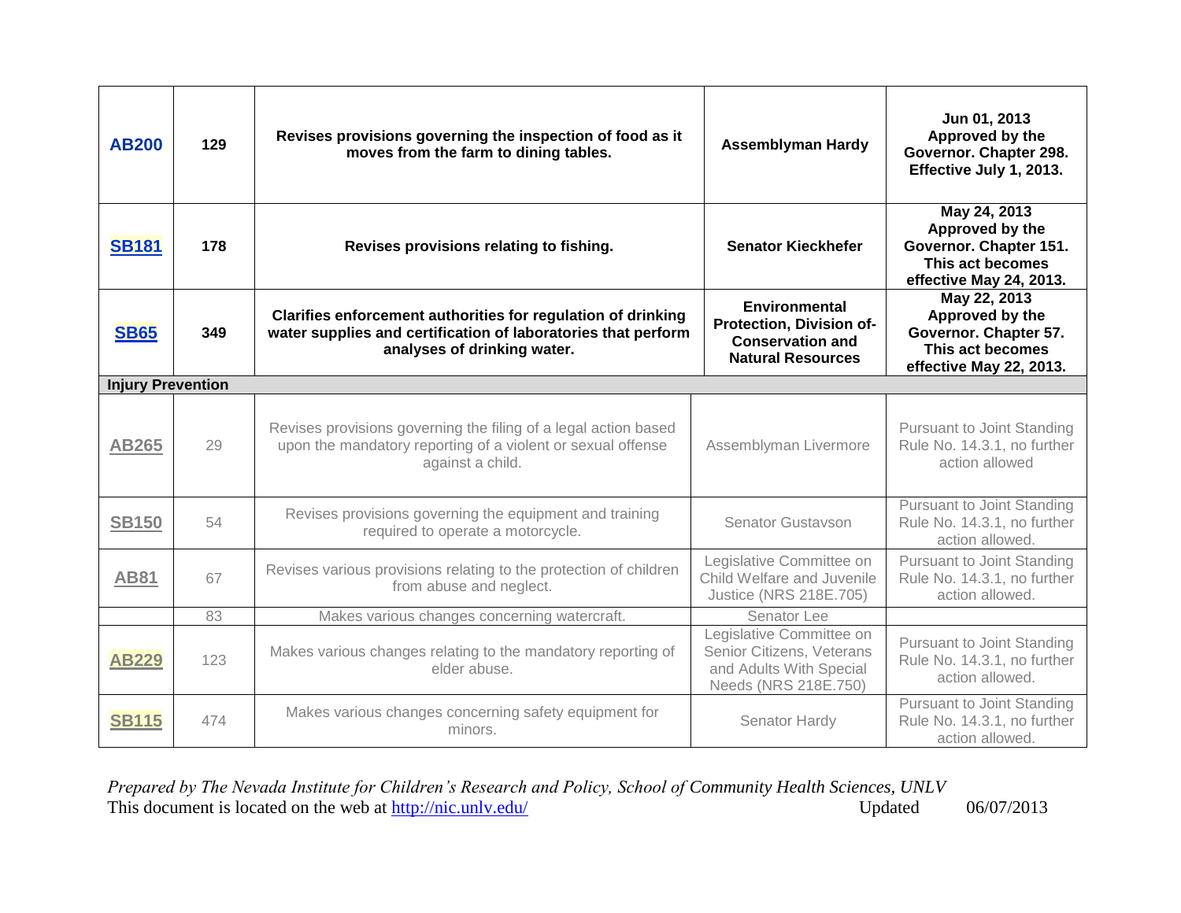| | | | | |
|---|---|---|---|---|
| **AB200** | **129** | **Revises provisions governing the inspection of food as it moves from the farm to dining tables.** | **Assemblyman Hardy** | **Jun 01, 2013 Approved by the Governor. Chapter 298. Effective July 1, 2013.** |
| **SB181** | **178** | **Revises provisions relating to fishing.** | **Senator Kieckhefer** | **May 24, 2013 Approved by the Governor. Chapter 151. This act becomes effective May 24, 2013.** |
| **SB65** | **349** | **Clarifies enforcement authorities for regulation of drinking water supplies and certification of laboratories that perform analyses of drinking water.** | **Environmental Protection, Division of- Conservation and Natural Resources** | **May 22, 2013 Approved by the Governor. Chapter 57. This act becomes effective May 22, 2013.** |
| **Injury Prevention** | | | | |
| **AB265** | 29 | Revises provisions governing the filing of a legal action based upon the mandatory reporting of a violent or sexual offense against a child. | Assemblyman Livermore | Pursuant to Joint Standing Rule No. 14.3.1, no further action allowed |
| **SB150** | 54 | Revises provisions governing the equipment and training required to operate a motorcycle. | Senator Gustavson | Pursuant to Joint Standing Rule No. 14.3.1, no further action allowed. |
| **AB81** | 67 | Revises various provisions relating to the protection of children from abuse and neglect. | Legislative Committee on Child Welfare and Juvenile Justice (NRS 218E.705) | Pursuant to Joint Standing Rule No. 14.3.1, no further action allowed. |
| | 83 | Makes various changes concerning watercraft. | Senator Lee | |
| **AB229** | 123 | Makes various changes relating to the mandatory reporting of elder abuse. | Legislative Committee on Senior Citizens, Veterans and Adults With Special Needs (NRS 218E.750) | Pursuant to Joint Standing Rule No. 14.3.1, no further action allowed. |
| **SB115** | 474 | Makes various changes concerning safety equipment for minors. | Senator Hardy | Pursuant to Joint Standing Rule No. 14.3.1, no further action allowed. |

*Prepared by The Nevada Institute for Children's Research and Policy, School of Community Health Sciences, UNLV*
This document is located on the web at http://nic.unlv.edu/ Updated 06/07/2013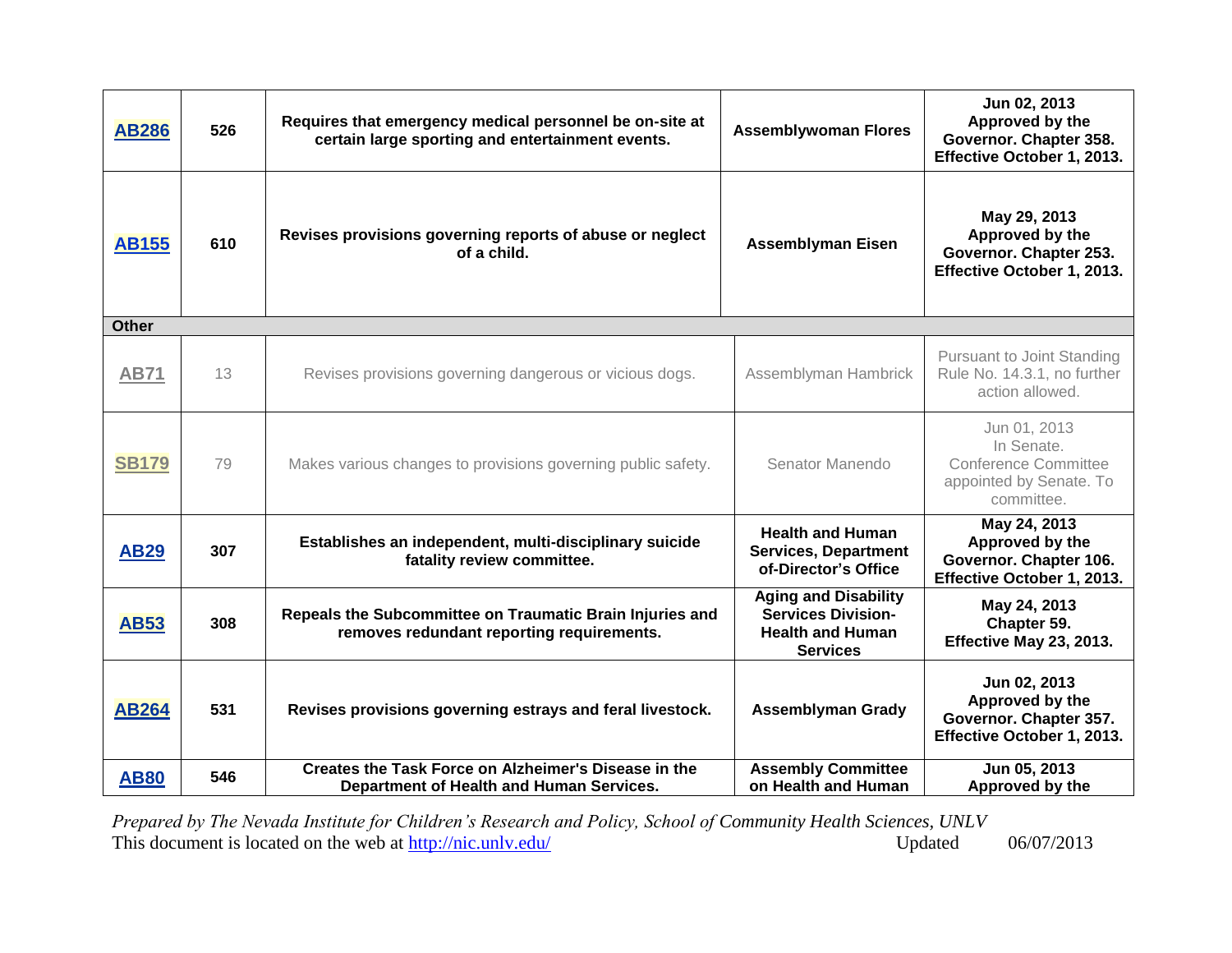| | | | | |
|---|---|---|---|---|
| **AB286** | **526** | **Requires that emergency medical personnel be on-site at certain large sporting and entertainment events.** | **Assemblywoman Flores** | **Jun 02, 2013 Approved by the Governor. Chapter 358. Effective October 1, 2013.** |
| **AB155** | **610** | **Revises provisions governing reports of abuse or neglect of a child.** | **Assemblyman Eisen** | **May 29, 2013 Approved by the Governor. Chapter 253. Effective October 1, 2013.** |
| **Other** | | | | |
| AB71 | 13 | Revises provisions governing dangerous or vicious dogs. | Assemblyman Hambrick | Pursuant to Joint Standing Rule No. 14.3.1, no further action allowed. |
| SB179 | 79 | Makes various changes to provisions governing public safety. | Senator Manendo | Jun 01, 2013 In Senate. Conference Committee appointed by Senate. To committee. |
| **AB29** | **307** | **Establishes an independent, multi-disciplinary suicide fatality review committee.** | **Health and Human Services, Department of-Director's Office** | **May 24, 2013 Approved by the Governor. Chapter 106. Effective October 1, 2013.** |
| **AB53** | **308** | **Repeals the Subcommittee on Traumatic Brain Injuries and removes redundant reporting requirements.** | **Aging and Disability Services Division-Health and Human Services** | **May 24, 2013 Chapter 59. Effective May 23, 2013.** |
| **AB264** | **531** | **Revises provisions governing estrays and feral livestock.** | **Assemblyman Grady** | **Jun 02, 2013 Approved by the Governor. Chapter 357. Effective October 1, 2013.** |
| **AB80** | **546** | **Creates the Task Force on Alzheimer's Disease in the Department of Health and Human Services.** | **Assembly Committee on Health and Human** | **Jun 05, 2013 Approved by the** |

*Prepared by The Nevada Institute for Children's Research and Policy, School of Community Health Sciences, UNLV*
This document is located on the web at http://nic.unlv.edu/ Updated 06/07/2013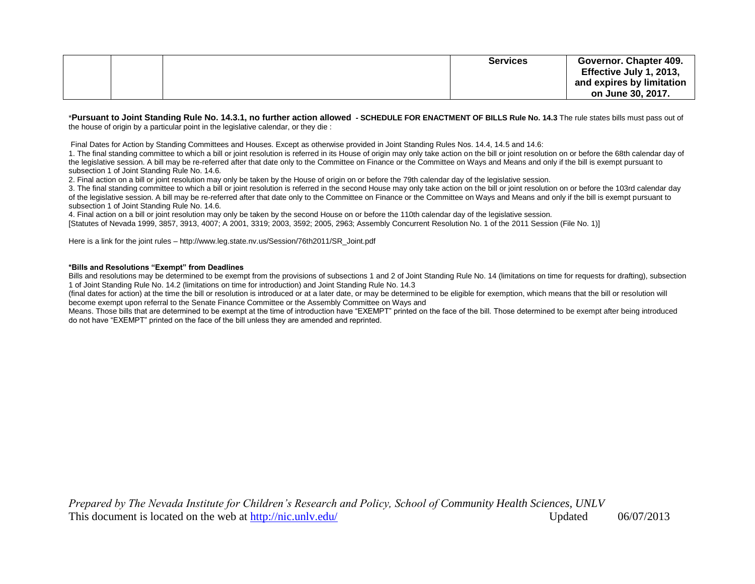| | | | | |
|---|---|---|---|---|
| | | | **Services** | **Governor. Chapter 409. Effective July 1, 2013, and expires by limitation on June 30, 2017.** |

*__Pursuant to Joint Standing Rule No. 14.3.1, no further action allowed - SCHEDULE FOR ENACTMENT OF BILLS Rule No. 14.3__ The rule states bills must pass out of the house of origin by a particular point in the legislative calendar, or they die :

Final Dates for Action by Standing Committees and Houses. Except as otherwise provided in Joint Standing Rules Nos. 14.4, 14.5 and 14.6:

1. The final standing committee to which a bill or joint resolution is referred in its House of origin may only take action on the bill or joint resolution on or before the 68th calendar day of the legislative session. A bill may be re-referred after that date only to the Committee on Finance or the Committee on Ways and Means and only if the bill is exempt pursuant to subsection 1 of Joint Standing Rule No. 14.6.
2. Final action on a bill or joint resolution may only be taken by the House of origin on or before the 79th calendar day of the legislative session.
3. The final standing committee to which a bill or joint resolution is referred in the second House may only take action on the bill or joint resolution on or before the 103rd calendar day of the legislative session. A bill may be re-referred after that date only to the Committee on Finance or the Committee on Ways and Means and only if the bill is exempt pursuant to subsection 1 of Joint Standing Rule No. 14.6.
4. Final action on a bill or joint resolution may only be taken by the second House on or before the 110th calendar day of the legislative session.

[Statutes of Nevada 1999, 3857, 3913, 4007; A 2001, 3319; 2003, 3592; 2005, 2963; Assembly Concurrent Resolution No. 1 of the 2011 Session (File No. 1)]

Here is a link for the joint rules – http://www.leg.state.nv.us/Session/76th2011/SR_Joint.pdf

**\*Bills and Resolutions "Exempt" from Deadlines**

Bills and resolutions may be determined to be exempt from the provisions of subsections 1 and 2 of Joint Standing Rule No. 14 (limitations on time for requests for drafting), subsection 1 of Joint Standing Rule No. 14.2 (limitations on time for introduction) and Joint Standing Rule No. 14.3 (final dates for action) at the time the bill or resolution is introduced or at a later date, or may be determined to be eligible for exemption, which means that the bill or resolution will become exempt upon referral to the Senate Finance Committee or the Assembly Committee on Ways and Means. Those bills that are determined to be exempt at the time of introduction have "EXEMPT" printed on the face of the bill. Those determined to be exempt after being introduced do not have "EXEMPT" printed on the face of the bill unless they are amended and reprinted.

*Prepared by The Nevada Institute for Children's Research and Policy, School of Community Health Sciences, UNLV*
This document is located on the web at http://nic.unlv.edu/ Updated 06/07/2013